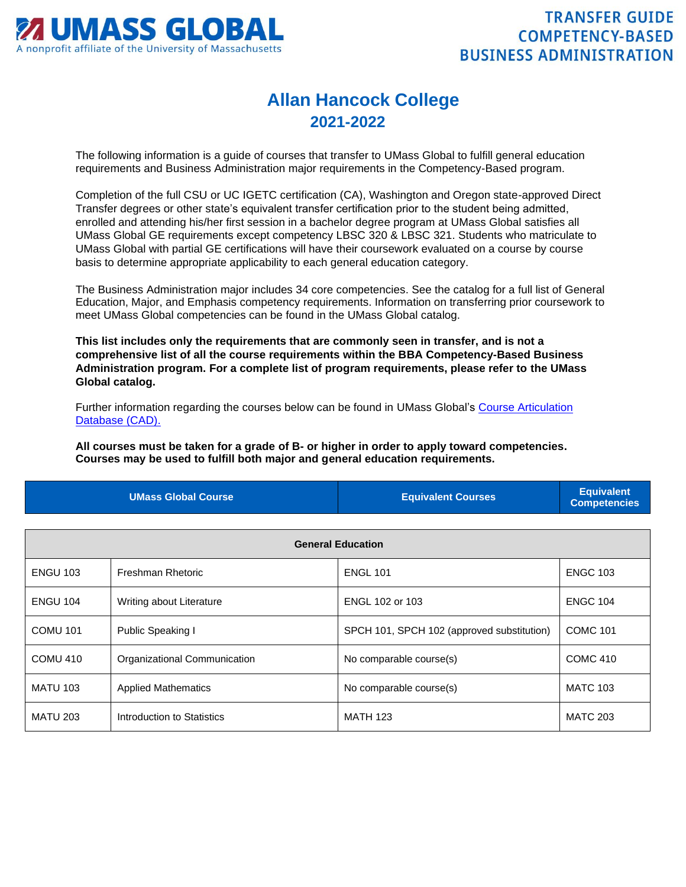# UMASS GLOBAL

A nonprofit affiliate of the University of Massachusetts

**TRANSFER GUIDE COMPETENCY-BASED BUSINESS ADMINISTRATION**

## Allan Hancock College
## 2021-2022

The following information is a guide of courses that transfer to UMass Global to fulfill general education requirements and Business Administration major requirements in the Competency-Based program.

Completion of the full CSU or UC IGETC certification (CA), Washington and Oregon state-approved Direct Transfer degrees or other state's equivalent transfer certification prior to the student being admitted, enrolled and attending his/her first session in a bachelor degree program at UMass Global satisfies all UMass Global GE requirements except competency LBSC 320 & LBSC 321. Students who matriculate to UMass Global with partial GE certifications will have their coursework evaluated on a course by course basis to determine appropriate applicability to each general education category.

The Business Administration major includes 34 core competencies. See the catalog for a full list of General Education, Major, and Emphasis competency requirements. Information on transferring prior coursework to meet UMass Global competencies can be found in the UMass Global catalog.

**This list includes only the requirements that are commonly seen in transfer, and is not a comprehensive list of all the course requirements within the BBA Competency-Based Business Administration program. For a complete list of program requirements, please refer to the UMass Global catalog.**

Further information regarding the courses below can be found in UMass Global's [Course Articulation Database (CAD).]

**All courses must be taken for a grade of B- or higher in order to apply toward competencies. Courses may be used to fulfill both major and general education requirements.**

| UMass Global Course | | Equivalent Courses | Equivalent Competencies |
|---|---|---|---|
| **General Education** | | | |
| ENGU 103 | Freshman Rhetoric | ENGL 101 | ENGC 103 |
| ENGU 104 | Writing about Literature | ENGL 102 or 103 | ENGC 104 |
| COMU 101 | Public Speaking I | SPCH 101, SPCH 102 (approved substitution) | COMC 101 |
| COMU 410 | Organizational Communication | No comparable course(s) | COMC 410 |
| MATU 103 | Applied Mathematics | No comparable course(s) | MATC 103 |
| MATU 203 | Introduction to Statistics | MATH 123 | MATC 203 |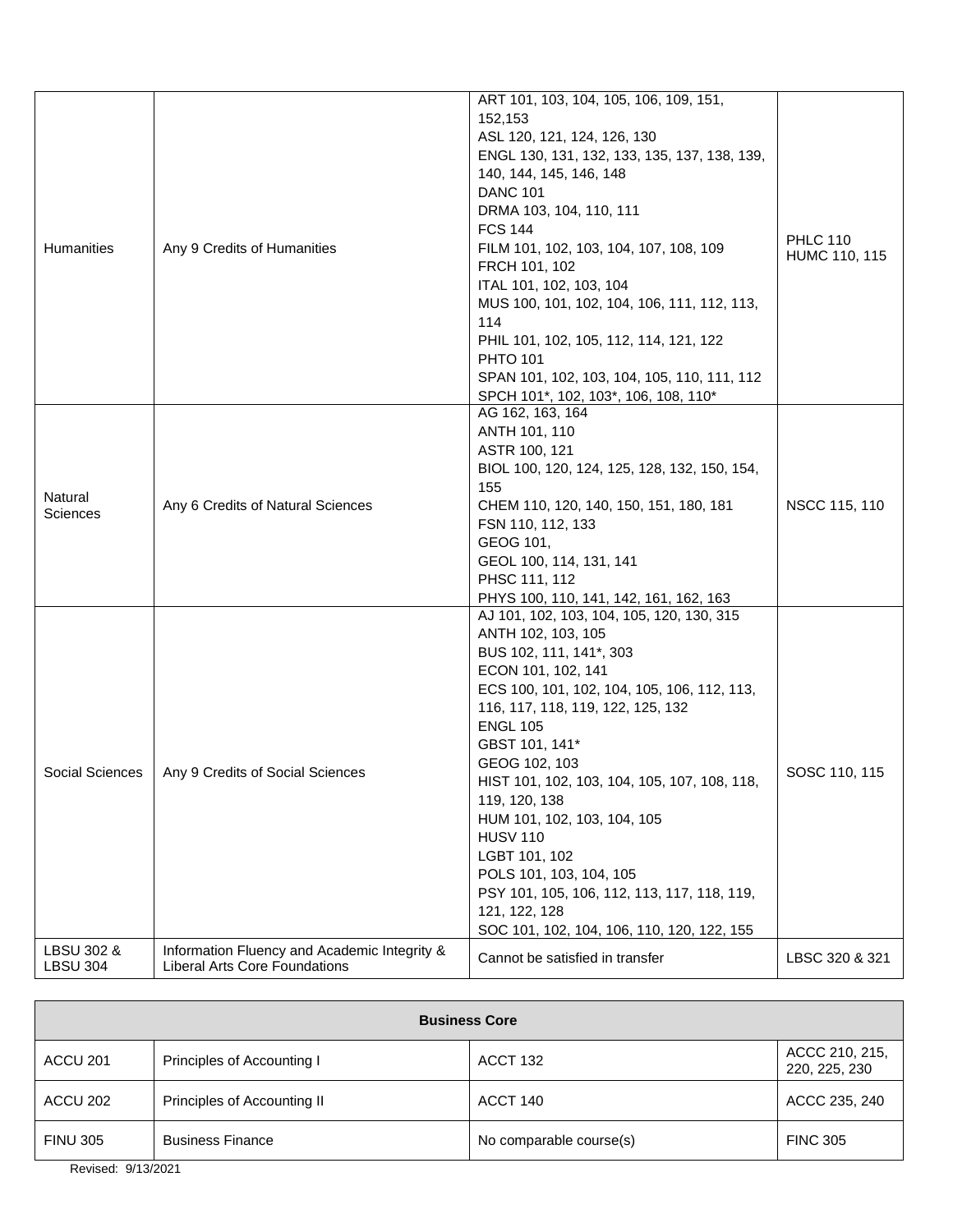| | | | |
|---|---|---|---|
| Humanities | Any 9 Credits of Humanities | ART 101, 103, 104, 105, 106, 109, 151, 152,153<br>ASL 120, 121, 124, 126, 130<br>ENGL 130, 131, 132, 133, 135, 137, 138, 139, 140, 144, 145, 146, 148<br>DANC 101<br>DRMA 103, 104, 110, 111<br>FCS 144<br>FILM 101, 102, 103, 104, 107, 108, 109<br>FRCH 101, 102<br>ITAL 101, 102, 103, 104<br>MUS 100, 101, 102, 104, 106, 111, 112, 113, 114<br>PHIL 101, 102, 105, 112, 114, 121, 122<br>PHTO 101<br>SPAN 101, 102, 103, 104, 105, 110, 111, 112<br>SPCH 101*, 102, 103*, 106, 108, 110* | PHLC 110<br>HUMC 110, 115 |
| Natural Sciences | Any 6 Credits of Natural Sciences | AG 162, 163, 164<br>ANTH 101, 110<br>ASTR 100, 121<br>BIOL 100, 120, 124, 125, 128, 132, 150, 154, 155<br>CHEM 110, 120, 140, 150, 151, 180, 181<br>FSN 110, 112, 133<br>GEOG 101,<br>GEOL 100, 114, 131, 141<br>PHSC 111, 112<br>PHYS 100, 110, 141, 142, 161, 162, 163 | NSCC 115, 110 |
| Social Sciences | Any 9 Credits of Social Sciences | AJ 101, 102, 103, 104, 105, 120, 130, 315<br>ANTH 102, 103, 105<br>BUS 102, 111, 141*, 303<br>ECON 101, 102, 141<br>ECS 100, 101, 102, 104, 105, 106, 112, 113, 116, 117, 118, 119, 122, 125, 132<br>ENGL 105<br>GBST 101, 141*<br>GEOG 102, 103<br>HIST 101, 102, 103, 104, 105, 107, 108, 118, 119, 120, 138<br>HUM 101, 102, 103, 104, 105<br>HUSV 110<br>LGBT 101, 102<br>POLS 101, 103, 104, 105<br>PSY 101, 105, 106, 112, 113, 117, 118, 119, 121, 122, 128<br>SOC 101, 102, 104, 106, 110, 120, 122, 155 | SOSC 110, 115 |
| LBSU 302 & LBSU 304 | Information Fluency and Academic Integrity & Liberal Arts Core Foundations | Cannot be satisfied in transfer | LBSC 320 & 321 |

| **Business Core** | | | |
|---|---|---|---|
| ACCU 201 | Principles of Accounting I | ACCT 132 | ACCC 210, 215, 220, 225, 230 |
| ACCU 202 | Principles of Accounting II | ACCT 140 | ACCC 235, 240 |
| FINU 305 | Business Finance | No comparable course(s) | FINC 305 |

Revised: 9/13/2021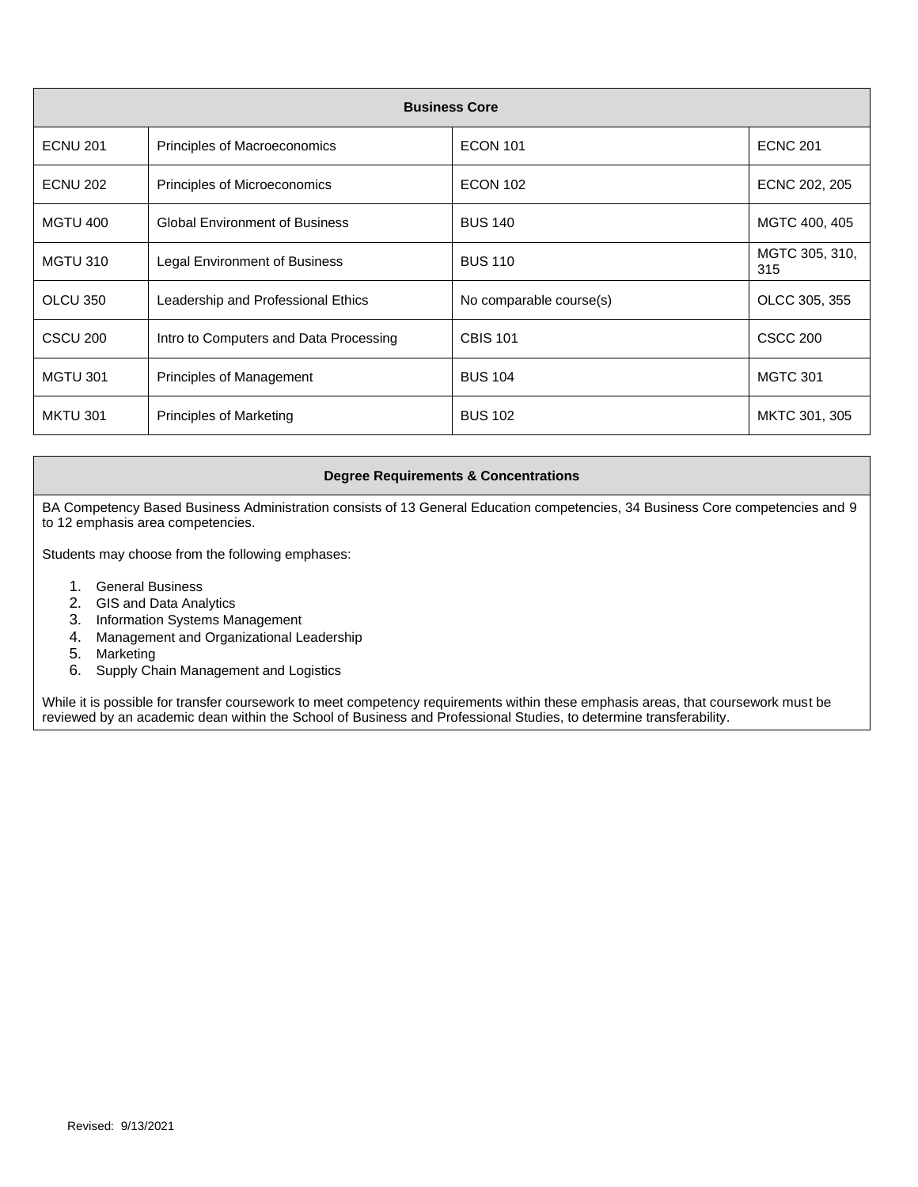| Business Core | | | |
|---|---|---|---|
| ECNU 201 | Principles of Macroeconomics | ECON 101 | ECNC 201 |
| ECNU 202 | Principles of Microeconomics | ECON 102 | ECNC 202, 205 |
| MGTU 400 | Global Environment of Business | BUS 140 | MGTC 400, 405 |
| MGTU 310 | Legal Environment of Business | BUS 110 | MGTC 305, 310, 315 |
| OLCU 350 | Leadership and Professional Ethics | No comparable course(s) | OLCC 305, 355 |
| CSCU 200 | Intro to Computers and Data Processing | CBIS 101 | CSCC 200 |
| MGTU 301 | Principles of Management | BUS 104 | MGTC 301 |
| MKTU 301 | Principles of Marketing | BUS 102 | MKTC 301, 305 |

## Degree Requirements & Concentrations

BA Competency Based Business Administration consists of 13 General Education competencies, 34 Business Core competencies and 9 to 12 emphasis area competencies.

Students may choose from the following emphases:

1. General Business
2. GIS and Data Analytics
3. Information Systems Management
4. Management and Organizational Leadership
5. Marketing
6. Supply Chain Management and Logistics

While it is possible for transfer coursework to meet competency requirements within these emphasis areas, that coursework must be reviewed by an academic dean within the School of Business and Professional Studies, to determine transferability.

Revised: 9/13/2021